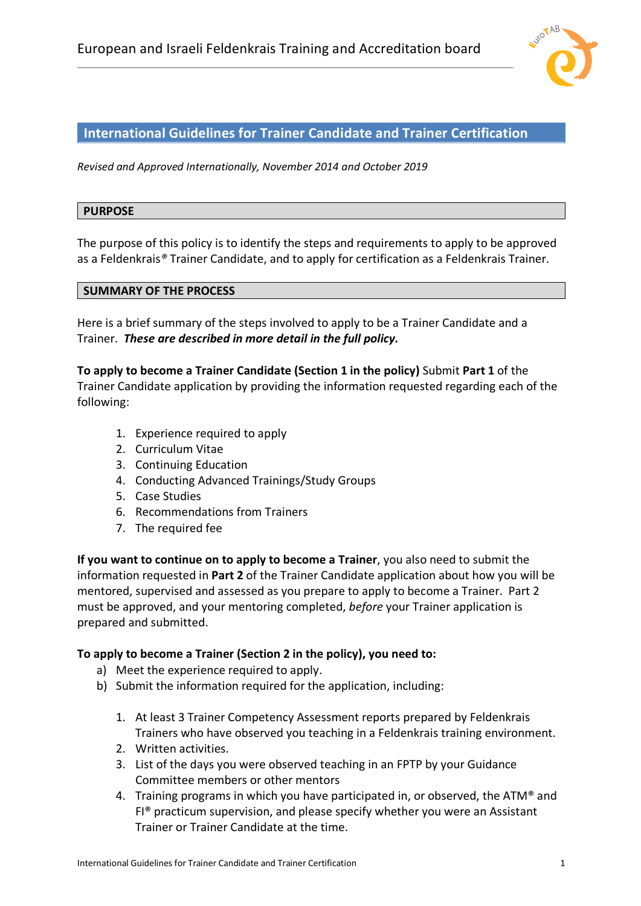European and Israeli Feldenkrais Training and Accreditation board

# International Guidelines for Trainer Candidate and Trainer Certification

*Revised and Approved Internationally, November 2014 and October 2019*

## PURPOSE

The purpose of this policy is to identify the steps and requirements to apply to be approved as a Feldenkrais® Trainer Candidate, and to apply for certification as a Feldenkrais Trainer.

## SUMMARY OF THE PROCESS

Here is a brief summary of the steps involved to apply to be a Trainer Candidate and a Trainer. ***These are described in more detail in the full policy.***

**To apply to become a Trainer Candidate (Section 1 in the policy)** Submit **Part 1** of the Trainer Candidate application by providing the information requested regarding each of the following:

1. Experience required to apply
2. Curriculum Vitae
3. Continuing Education
4. Conducting Advanced Trainings/Study Groups
5. Case Studies
6. Recommendations from Trainers
7. The required fee

**If you want to continue on to apply to become a Trainer**, you also need to submit the information requested in **Part 2** of the Trainer Candidate application about how you will be mentored, supervised and assessed as you prepare to apply to become a Trainer. Part 2 must be approved, and your mentoring completed, *before* your Trainer application is prepared and submitted.

**To apply to become a Trainer (Section 2 in the policy), you need to:**

a) Meet the experience required to apply.
b) Submit the information required for the application, including:

1. At least 3 Trainer Competency Assessment reports prepared by Feldenkrais Trainers who have observed you teaching in a Feldenkrais training environment.
2. Written activities.
3. List of the days you were observed teaching in an FPTP by your Guidance Committee members or other mentors
4. Training programs in which you have participated in, or observed, the ATM® and FI® practicum supervision, and please specify whether you were an Assistant Trainer or Trainer Candidate at the time.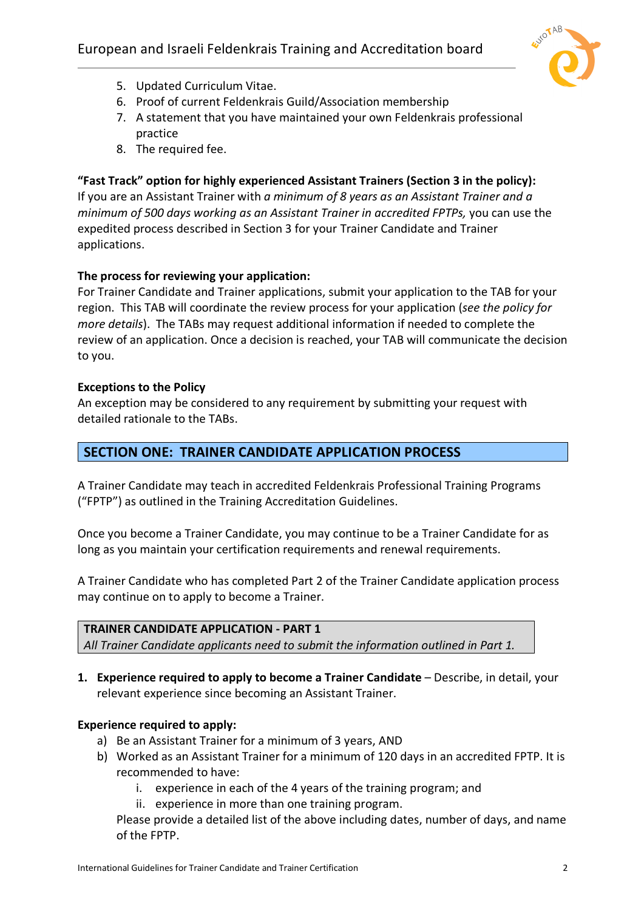5. Updated Curriculum Vitae.
6. Proof of current Feldenkrais Guild/Association membership
7. A statement that you have maintained your own Feldenkrais professional practice
8. The required fee.

**"Fast Track" option for highly experienced Assistant Trainers (Section 3 in the policy):**
If you are an Assistant Trainer with *a minimum of 8 years as an Assistant Trainer and a minimum of 500 days working as an Assistant Trainer in accredited FPTPs,* you can use the expedited process described in Section 3 for your Trainer Candidate and Trainer applications.

**The process for reviewing your application:**
For Trainer Candidate and Trainer applications, submit your application to the TAB for your region. This TAB will coordinate the review process for your application (*see the policy for more details*). The TABs may request additional information if needed to complete the review of an application. Once a decision is reached, your TAB will communicate the decision to you.

**Exceptions to the Policy**
An exception may be considered to any requirement by submitting your request with detailed rationale to the TABs.

## SECTION ONE: TRAINER CANDIDATE APPLICATION PROCESS

A Trainer Candidate may teach in accredited Feldenkrais Professional Training Programs ("FPTP") as outlined in the Training Accreditation Guidelines.

Once you become a Trainer Candidate, you may continue to be a Trainer Candidate for as long as you maintain your certification requirements and renewal requirements.

A Trainer Candidate who has completed Part 2 of the Trainer Candidate application process may continue on to apply to become a Trainer.

### TRAINER CANDIDATE APPLICATION - PART 1
*All Trainer Candidate applicants need to submit the information outlined in Part 1.*

1. **Experience required to apply to become a Trainer Candidate** – Describe, in detail, your relevant experience since becoming an Assistant Trainer.

**Experience required to apply:**

a) Be an Assistant Trainer for a minimum of 3 years, AND
b) Worked as an Assistant Trainer for a minimum of 120 days in an accredited FPTP. It is recommended to have:
    i. experience in each of the 4 years of the training program; and
    ii. experience in more than one training program.

   Please provide a detailed list of the above including dates, number of days, and name of the FPTP.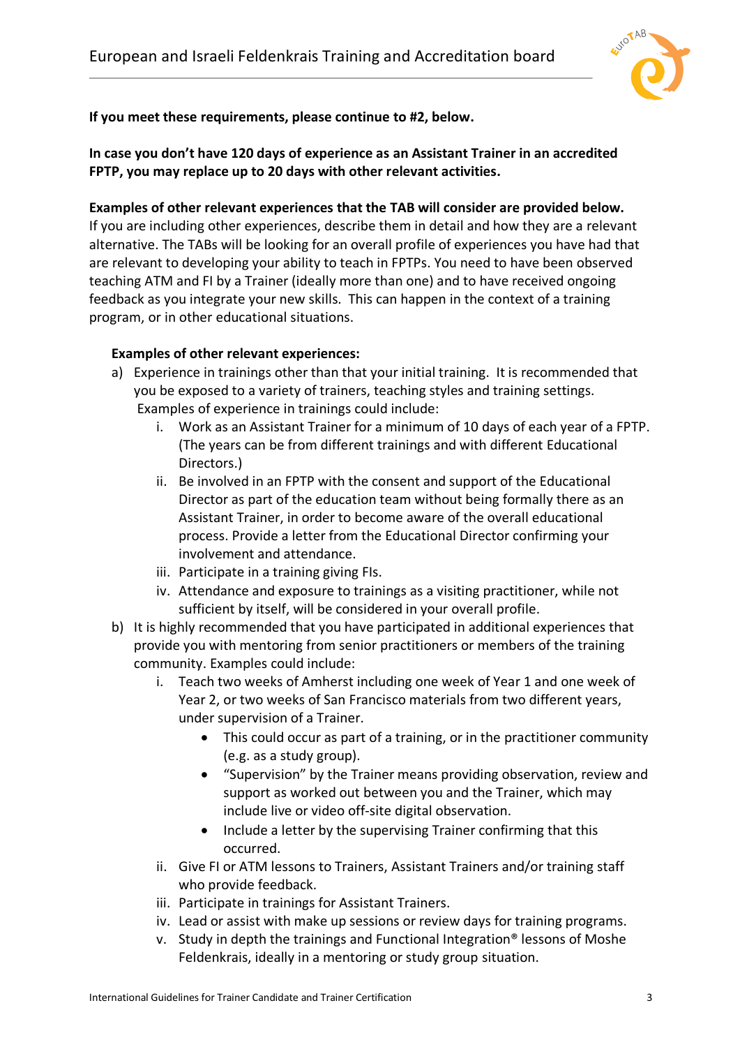**If you meet these requirements, please continue to #2, below.**

**In case you don't have 120 days of experience as an Assistant Trainer in an accredited FPTP, you may replace up to 20 days with other relevant activities.**

**Examples of other relevant experiences that the TAB will consider are provided below.**
If you are including other experiences, describe them in detail and how they are a relevant alternative. The TABs will be looking for an overall profile of experiences you have had that are relevant to developing your ability to teach in FPTPs. You need to have been observed teaching ATM and FI by a Trainer (ideally more than one) and to have received ongoing feedback as you integrate your new skills. This can happen in the context of a training program, or in other educational situations.

**Examples of other relevant experiences:**

a) Experience in trainings other than that your initial training. It is recommended that you be exposed to a variety of trainers, teaching styles and training settings. Examples of experience in trainings could include:
   i. Work as an Assistant Trainer for a minimum of 10 days of each year of a FPTP. (The years can be from different trainings and with different Educational Directors.)
   ii. Be involved in an FPTP with the consent and support of the Educational Director as part of the education team without being formally there as an Assistant Trainer, in order to become aware of the overall educational process. Provide a letter from the Educational Director confirming your involvement and attendance.
   iii. Participate in a training giving FIs.
   iv. Attendance and exposure to trainings as a visiting practitioner, while not sufficient by itself, will be considered in your overall profile.

b) It is highly recommended that you have participated in additional experiences that provide you with mentoring from senior practitioners or members of the training community. Examples could include:
   i. Teach two weeks of Amherst including one week of Year 1 and one week of Year 2, or two weeks of San Francisco materials from two different years, under supervision of a Trainer.
      - This could occur as part of a training, or in the practitioner community (e.g. as a study group).
      - "Supervision" by the Trainer means providing observation, review and support as worked out between you and the Trainer, which may include live or video off-site digital observation.
      - Include a letter by the supervising Trainer confirming that this occurred.
   ii. Give FI or ATM lessons to Trainers, Assistant Trainers and/or training staff who provide feedback.
   iii. Participate in trainings for Assistant Trainers.
   iv. Lead or assist with make up sessions or review days for training programs.
   v. Study in depth the trainings and Functional Integration® lessons of Moshe Feldenkrais, ideally in a mentoring or study group situation.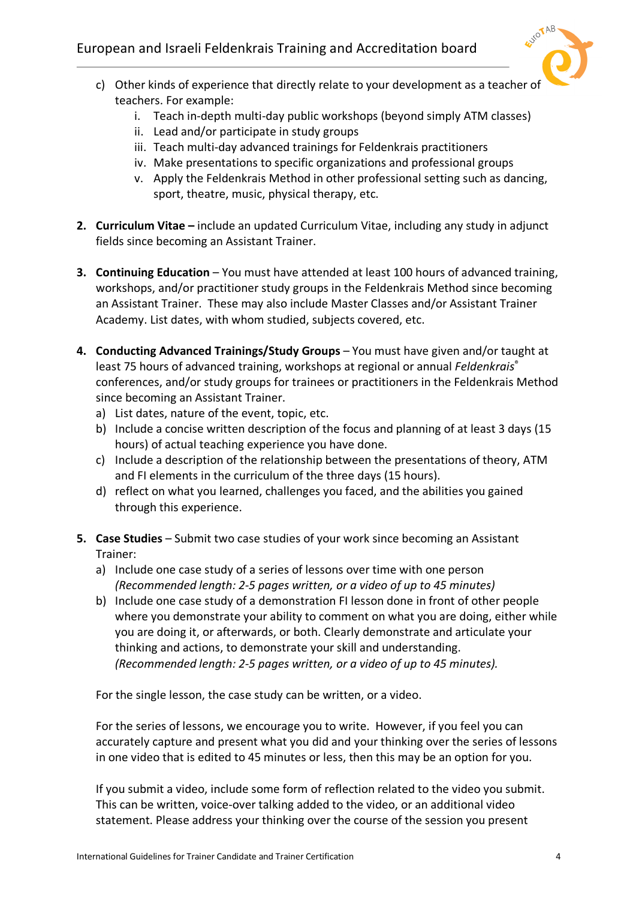c) Other kinds of experience that directly relate to your development as a teacher of teachers. For example:
   i. Teach in-depth multi-day public workshops (beyond simply ATM classes)
   ii. Lead and/or participate in study groups
   iii. Teach multi-day advanced trainings for Feldenkrais practitioners
   iv. Make presentations to specific organizations and professional groups
   v. Apply the Feldenkrais Method in other professional setting such as dancing, sport, theatre, music, physical therapy, etc.

2. **Curriculum Vitae –** include an updated Curriculum Vitae, including any study in adjunct fields since becoming an Assistant Trainer.

3. **Continuing Education** – You must have attended at least 100 hours of advanced training, workshops, and/or practitioner study groups in the Feldenkrais Method since becoming an Assistant Trainer. These may also include Master Classes and/or Assistant Trainer Academy. List dates, with whom studied, subjects covered, etc.

4. **Conducting Advanced Trainings/Study Groups** – You must have given and/or taught at least 75 hours of advanced training, workshops at regional or annual *Feldenkrais*® conferences, and/or study groups for trainees or practitioners in the Feldenkrais Method since becoming an Assistant Trainer.
   a) List dates, nature of the event, topic, etc.
   b) Include a concise written description of the focus and planning of at least 3 days (15 hours) of actual teaching experience you have done.
   c) Include a description of the relationship between the presentations of theory, ATM and FI elements in the curriculum of the three days (15 hours).
   d) reflect on what you learned, challenges you faced, and the abilities you gained through this experience.

5. **Case Studies** – Submit two case studies of your work since becoming an Assistant Trainer:
   a) Include one case study of a series of lessons over time with one person *(Recommended length: 2-5 pages written, or a video of up to 45 minutes)*
   b) Include one case study of a demonstration FI lesson done in front of other people where you demonstrate your ability to comment on what you are doing, either while you are doing it, or afterwards, or both. Clearly demonstrate and articulate your thinking and actions, to demonstrate your skill and understanding. *(Recommended length: 2-5 pages written, or a video of up to 45 minutes).*

   For the single lesson, the case study can be written, or a video.

   For the series of lessons, we encourage you to write. However, if you feel you can accurately capture and present what you did and your thinking over the series of lessons in one video that is edited to 45 minutes or less, then this may be an option for you.

   If you submit a video, include some form of reflection related to the video you submit. This can be written, voice-over talking added to the video, or an additional video statement. Please address your thinking over the course of the session you present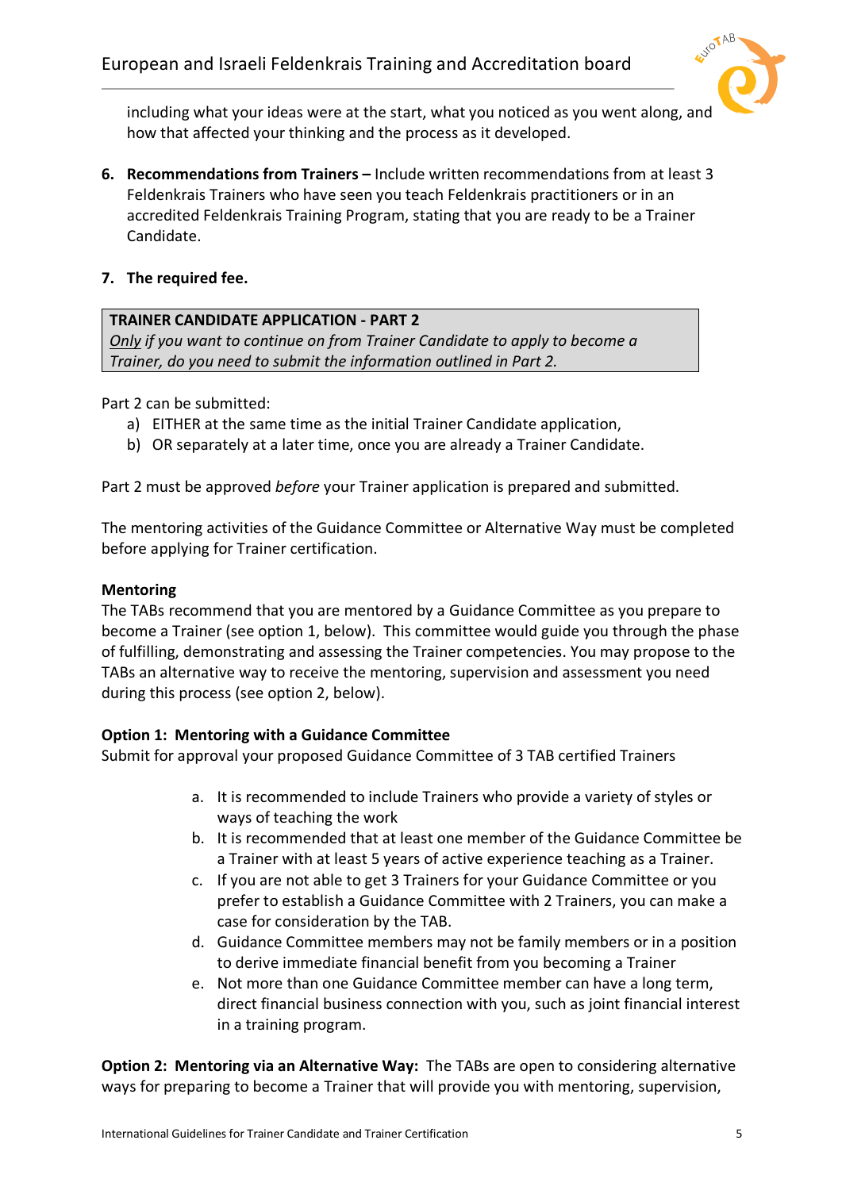including what your ideas were at the start, what you noticed as you went along, and how that affected your thinking and the process as it developed.

6. **Recommendations from Trainers –** Include written recommendations from at least 3 Feldenkrais Trainers who have seen you teach Feldenkrais practitioners or in an accredited Feldenkrais Training Program, stating that you are ready to be a Trainer Candidate.

7. **The required fee.**

**TRAINER CANDIDATE APPLICATION - PART 2**
*Only if you want to continue on from Trainer Candidate to apply to become a Trainer, do you need to submit the information outlined in Part 2.*

Part 2 can be submitted:

a) EITHER at the same time as the initial Trainer Candidate application,
b) OR separately at a later time, once you are already a Trainer Candidate.

Part 2 must be approved *before* your Trainer application is prepared and submitted.

The mentoring activities of the Guidance Committee or Alternative Way must be completed before applying for Trainer certification.

**Mentoring**

The TABs recommend that you are mentored by a Guidance Committee as you prepare to become a Trainer (see option 1, below). This committee would guide you through the phase of fulfilling, demonstrating and assessing the Trainer competencies. You may propose to the TABs an alternative way to receive the mentoring, supervision and assessment you need during this process (see option 2, below).

**Option 1: Mentoring with a Guidance Committee**

Submit for approval your proposed Guidance Committee of 3 TAB certified Trainers

a. It is recommended to include Trainers who provide a variety of styles or ways of teaching the work
b. It is recommended that at least one member of the Guidance Committee be a Trainer with at least 5 years of active experience teaching as a Trainer.
c. If you are not able to get 3 Trainers for your Guidance Committee or you prefer to establish a Guidance Committee with 2 Trainers, you can make a case for consideration by the TAB.
d. Guidance Committee members may not be family members or in a position to derive immediate financial benefit from you becoming a Trainer
e. Not more than one Guidance Committee member can have a long term, direct financial business connection with you, such as joint financial interest in a training program.

**Option 2: Mentoring via an Alternative Way:** The TABs are open to considering alternative ways for preparing to become a Trainer that will provide you with mentoring, supervision,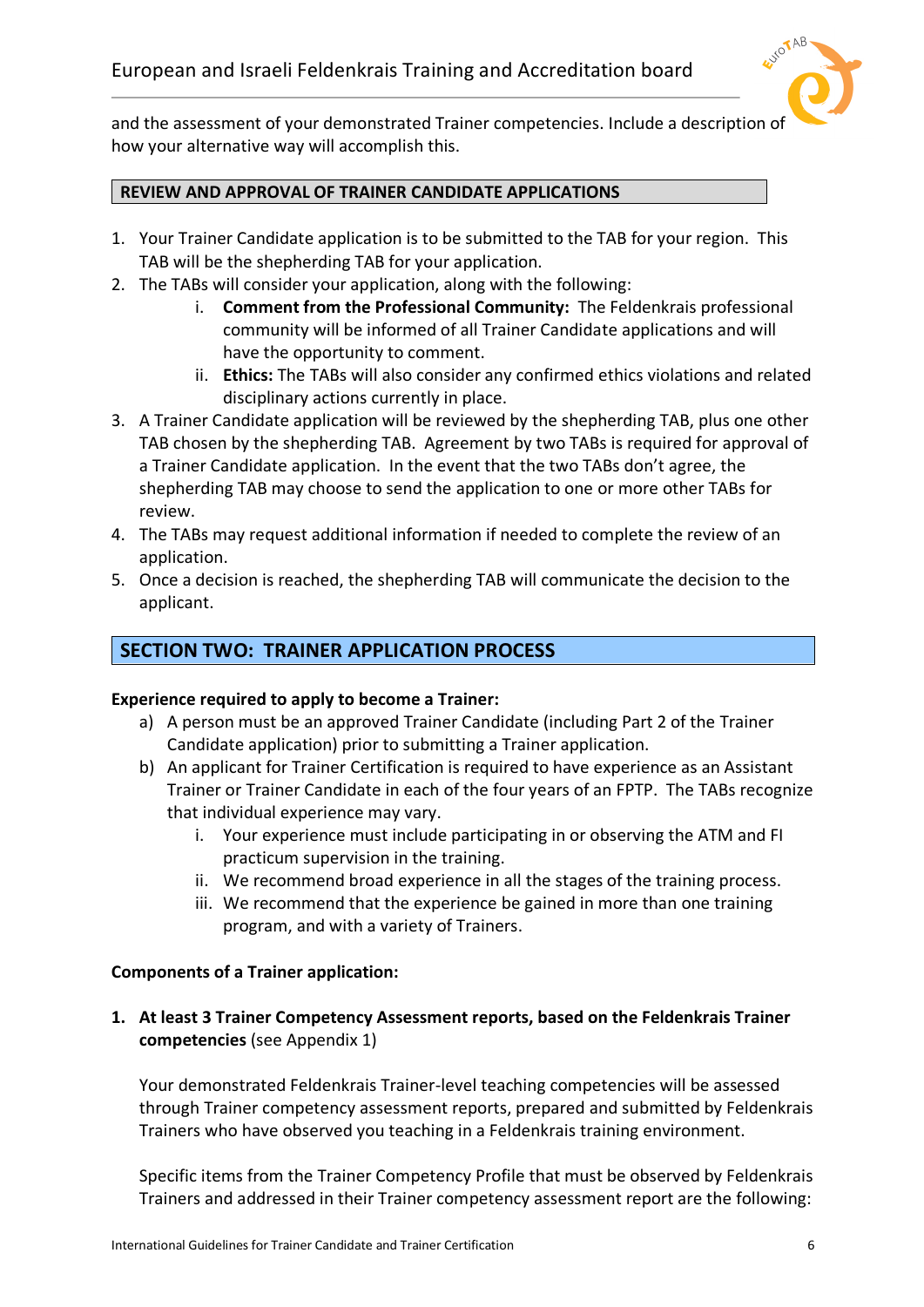and the assessment of your demonstrated Trainer competencies. Include a description of how your alternative way will accomplish this.

## REVIEW AND APPROVAL OF TRAINER CANDIDATE APPLICATIONS

1. Your Trainer Candidate application is to be submitted to the TAB for your region. This TAB will be the shepherding TAB for your application.
2. The TABs will consider your application, along with the following:
   i. **Comment from the Professional Community:** The Feldenkrais professional community will be informed of all Trainer Candidate applications and will have the opportunity to comment.
   ii. **Ethics:** The TABs will also consider any confirmed ethics violations and related disciplinary actions currently in place.
3. A Trainer Candidate application will be reviewed by the shepherding TAB, plus one other TAB chosen by the shepherding TAB. Agreement by two TABs is required for approval of a Trainer Candidate application. In the event that the two TABs don't agree, the shepherding TAB may choose to send the application to one or more other TABs for review.
4. The TABs may request additional information if needed to complete the review of an application.
5. Once a decision is reached, the shepherding TAB will communicate the decision to the applicant.

# SECTION TWO: TRAINER APPLICATION PROCESS

**Experience required to apply to become a Trainer:**

a) A person must be an approved Trainer Candidate (including Part 2 of the Trainer Candidate application) prior to submitting a Trainer application.
b) An applicant for Trainer Certification is required to have experience as an Assistant Trainer or Trainer Candidate in each of the four years of an FPTP. The TABs recognize that individual experience may vary.
   i. Your experience must include participating in or observing the ATM and FI practicum supervision in the training.
   ii. We recommend broad experience in all the stages of the training process.
   iii. We recommend that the experience be gained in more than one training program, and with a variety of Trainers.

**Components of a Trainer application:**

1. **At least 3 Trainer Competency Assessment reports, based on the Feldenkrais Trainer competencies** (see Appendix 1)

   Your demonstrated Feldenkrais Trainer-level teaching competencies will be assessed through Trainer competency assessment reports, prepared and submitted by Feldenkrais Trainers who have observed you teaching in a Feldenkrais training environment.

   Specific items from the Trainer Competency Profile that must be observed by Feldenkrais Trainers and addressed in their Trainer competency assessment report are the following: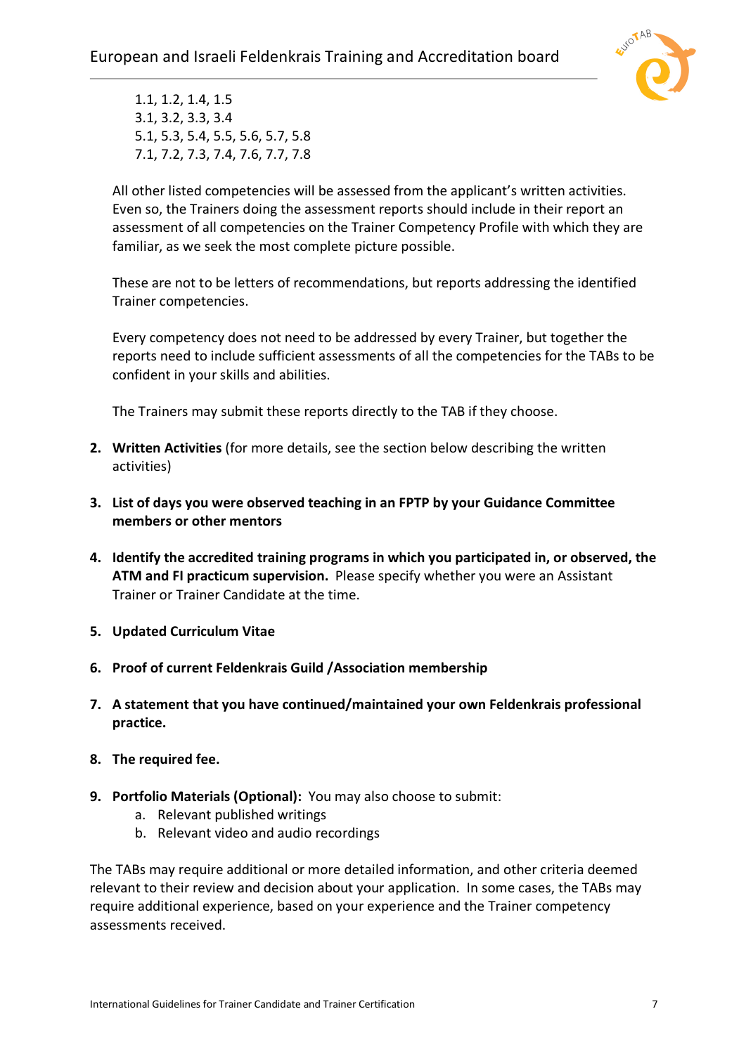1.1, 1.2, 1.4, 1.5
3.1, 3.2, 3.3, 3.4
5.1, 5.3, 5.4, 5.5, 5.6, 5.7, 5.8
7.1, 7.2, 7.3, 7.4, 7.6, 7.7, 7.8

All other listed competencies will be assessed from the applicant's written activities. Even so, the Trainers doing the assessment reports should include in their report an assessment of all competencies on the Trainer Competency Profile with which they are familiar, as we seek the most complete picture possible.

These are not to be letters of recommendations, but reports addressing the identified Trainer competencies.

Every competency does not need to be addressed by every Trainer, but together the reports need to include sufficient assessments of all the competencies for the TABs to be confident in your skills and abilities.

The Trainers may submit these reports directly to the TAB if they choose.

2. **Written Activities** (for more details, see the section below describing the written activities)
3. **List of days you were observed teaching in an FPTP by your Guidance Committee members or other mentors**
4. **Identify the accredited training programs in which you participated in, or observed, the ATM and FI practicum supervision.** Please specify whether you were an Assistant Trainer or Trainer Candidate at the time.
5. **Updated Curriculum Vitae**
6. **Proof of current Feldenkrais Guild /Association membership**
7. **A statement that you have continued/maintained your own Feldenkrais professional practice.**
8. **The required fee.**
9. **Portfolio Materials (Optional):** You may also choose to submit:
   a. Relevant published writings
   b. Relevant video and audio recordings

The TABs may require additional or more detailed information, and other criteria deemed relevant to their review and decision about your application. In some cases, the TABs may require additional experience, based on your experience and the Trainer competency assessments received.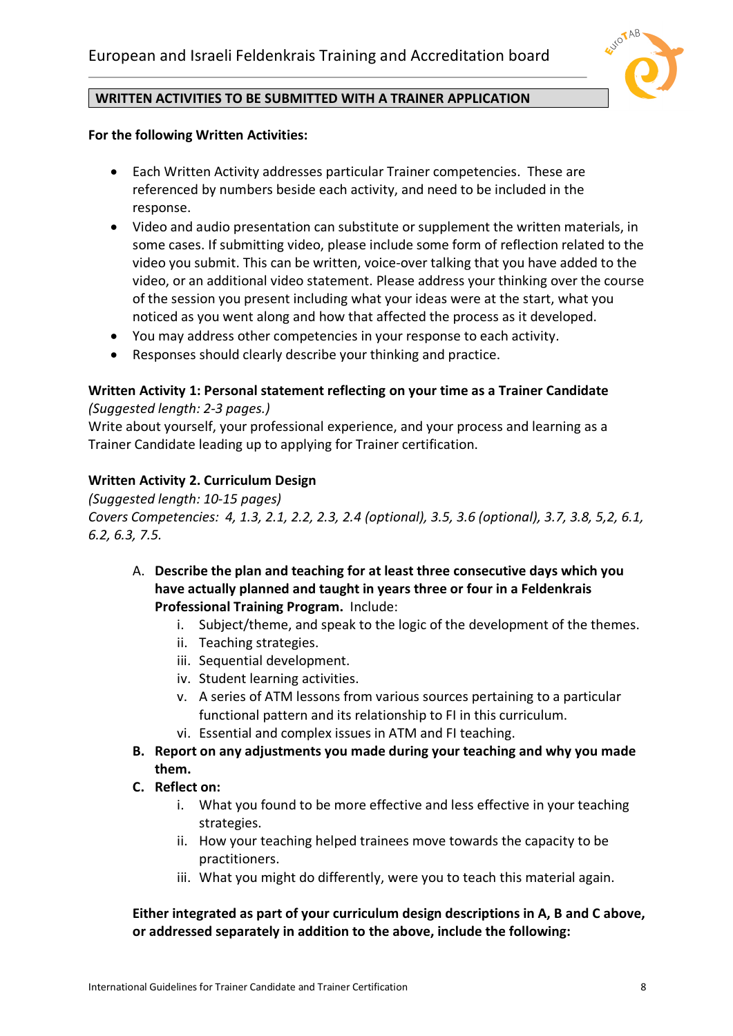## WRITTEN ACTIVITIES TO BE SUBMITTED WITH A TRAINER APPLICATION

**For the following Written Activities:**

- Each Written Activity addresses particular Trainer competencies. These are referenced by numbers beside each activity, and need to be included in the response.
- Video and audio presentation can substitute or supplement the written materials, in some cases. If submitting video, please include some form of reflection related to the video you submit. This can be written, voice-over talking that you have added to the video, or an additional video statement. Please address your thinking over the course of the session you present including what your ideas were at the start, what you noticed as you went along and how that affected the process as it developed.
- You may address other competencies in your response to each activity.
- Responses should clearly describe your thinking and practice.

### Written Activity 1: Personal statement reflecting on your time as a Trainer Candidate

*(Suggested length: 2-3 pages.)*

Write about yourself, your professional experience, and your process and learning as a Trainer Candidate leading up to applying for Trainer certification.

### Written Activity 2. Curriculum Design

*(Suggested length: 10-15 pages)*

*Covers Competencies: 4, 1.3, 2.1, 2.2, 2.3, 2.4 (optional), 3.5, 3.6 (optional), 3.7, 3.8, 5,2, 6.1, 6.2, 6.3, 7.5.*

A. **Describe the plan and teaching for at least three consecutive days which you have actually planned and taught in years three or four in a Feldenkrais Professional Training Program.** Include:
   i. Subject/theme, and speak to the logic of the development of the themes.
   ii. Teaching strategies.
   iii. Sequential development.
   iv. Student learning activities.
   v. A series of ATM lessons from various sources pertaining to a particular functional pattern and its relationship to FI in this curriculum.
   vi. Essential and complex issues in ATM and FI teaching.

B. **Report on any adjustments you made during your teaching and why you made them.**

C. **Reflect on:**
   i. What you found to be more effective and less effective in your teaching strategies.
   ii. How your teaching helped trainees move towards the capacity to be practitioners.
   iii. What you might do differently, were you to teach this material again.

**Either integrated as part of your curriculum design descriptions in A, B and C above, or addressed separately in addition to the above, include the following:**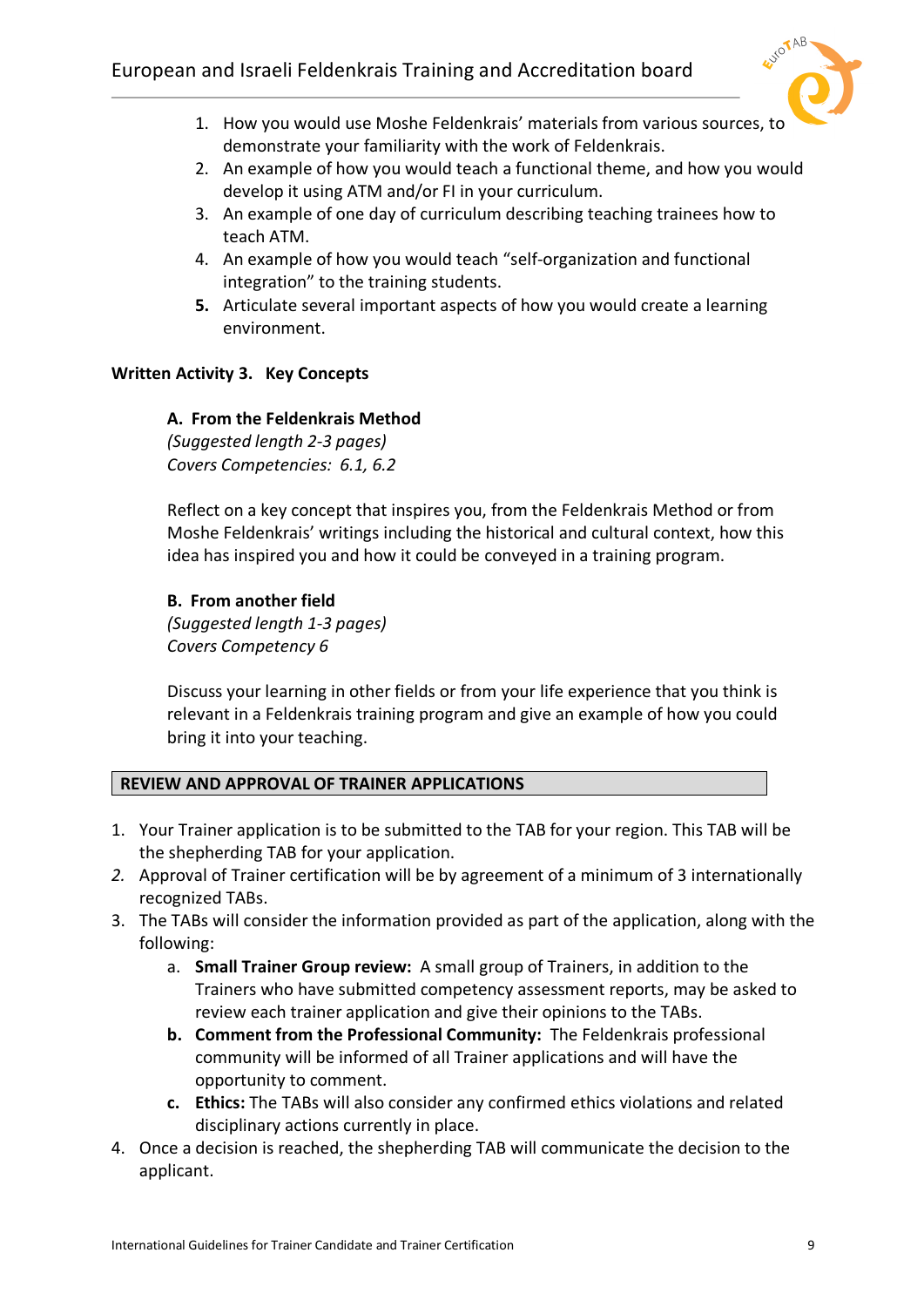1. How you would use Moshe Feldenkrais' materials from various sources, to demonstrate your familiarity with the work of Feldenkrais.
2. An example of how you would teach a functional theme, and how you would develop it using ATM and/or FI in your curriculum.
3. An example of one day of curriculum describing teaching trainees how to teach ATM.
4. An example of how you would teach "self-organization and functional integration" to the training students.
5. Articulate several important aspects of how you would create a learning environment.

**Written Activity 3. Key Concepts**

**A. From the Feldenkrais Method**
*(Suggested length 2-3 pages)*
*Covers Competencies: 6.1, 6.2*

Reflect on a key concept that inspires you, from the Feldenkrais Method or from Moshe Feldenkrais' writings including the historical and cultural context, how this idea has inspired you and how it could be conveyed in a training program.

**B. From another field**
*(Suggested length 1-3 pages)*
*Covers Competency 6*

Discuss your learning in other fields or from your life experience that you think is relevant in a Feldenkrais training program and give an example of how you could bring it into your teaching.

## REVIEW AND APPROVAL OF TRAINER APPLICATIONS

1. Your Trainer application is to be submitted to the TAB for your region. This TAB will be the shepherding TAB for your application.
2. Approval of Trainer certification will be by agreement of a minimum of 3 internationally recognized TABs.
3. The TABs will consider the information provided as part of the application, along with the following:
   a. **Small Trainer Group review:** A small group of Trainers, in addition to the Trainers who have submitted competency assessment reports, may be asked to review each trainer application and give their opinions to the TABs.
   b. **Comment from the Professional Community:** The Feldenkrais professional community will be informed of all Trainer applications and will have the opportunity to comment.
   c. **Ethics:** The TABs will also consider any confirmed ethics violations and related disciplinary actions currently in place.
4. Once a decision is reached, the shepherding TAB will communicate the decision to the applicant.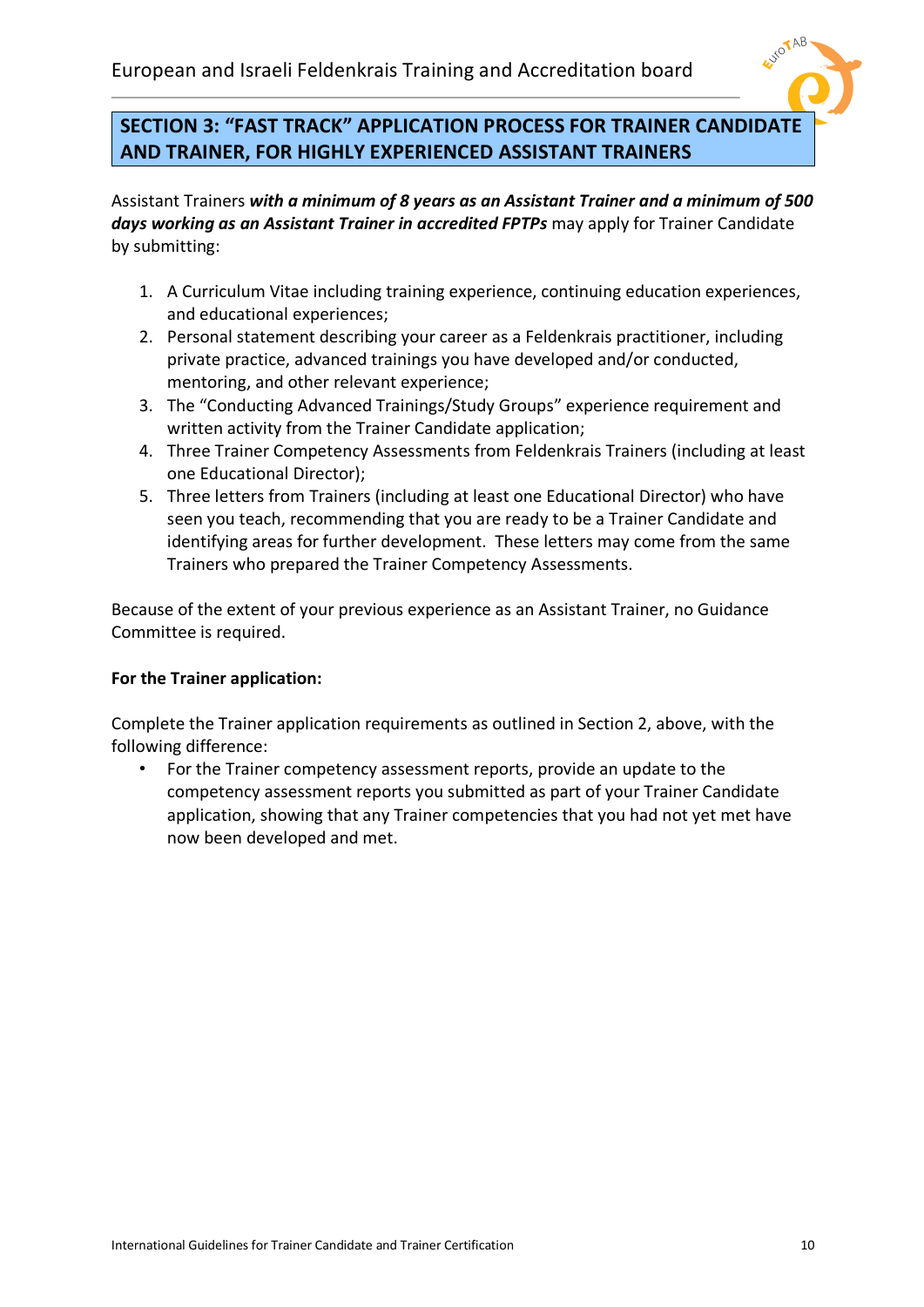## SECTION 3: "FAST TRACK" APPLICATION PROCESS FOR TRAINER CANDIDATE AND TRAINER, FOR HIGHLY EXPERIENCED ASSISTANT TRAINERS

Assistant Trainers ***with a minimum of 8 years as an Assistant Trainer and a minimum of 500 days working as an Assistant Trainer in accredited FPTPs*** may apply for Trainer Candidate by submitting:

1. A Curriculum Vitae including training experience, continuing education experiences, and educational experiences;
2. Personal statement describing your career as a Feldenkrais practitioner, including private practice, advanced trainings you have developed and/or conducted, mentoring, and other relevant experience;
3. The "Conducting Advanced Trainings/Study Groups" experience requirement and written activity from the Trainer Candidate application;
4. Three Trainer Competency Assessments from Feldenkrais Trainers (including at least one Educational Director);
5. Three letters from Trainers (including at least one Educational Director) who have seen you teach, recommending that you are ready to be a Trainer Candidate and identifying areas for further development. These letters may come from the same Trainers who prepared the Trainer Competency Assessments.

Because of the extent of your previous experience as an Assistant Trainer, no Guidance Committee is required.

**For the Trainer application:**

Complete the Trainer application requirements as outlined in Section 2, above, with the following difference:

- For the Trainer competency assessment reports, provide an update to the competency assessment reports you submitted as part of your Trainer Candidate application, showing that any Trainer competencies that you had not yet met have now been developed and met.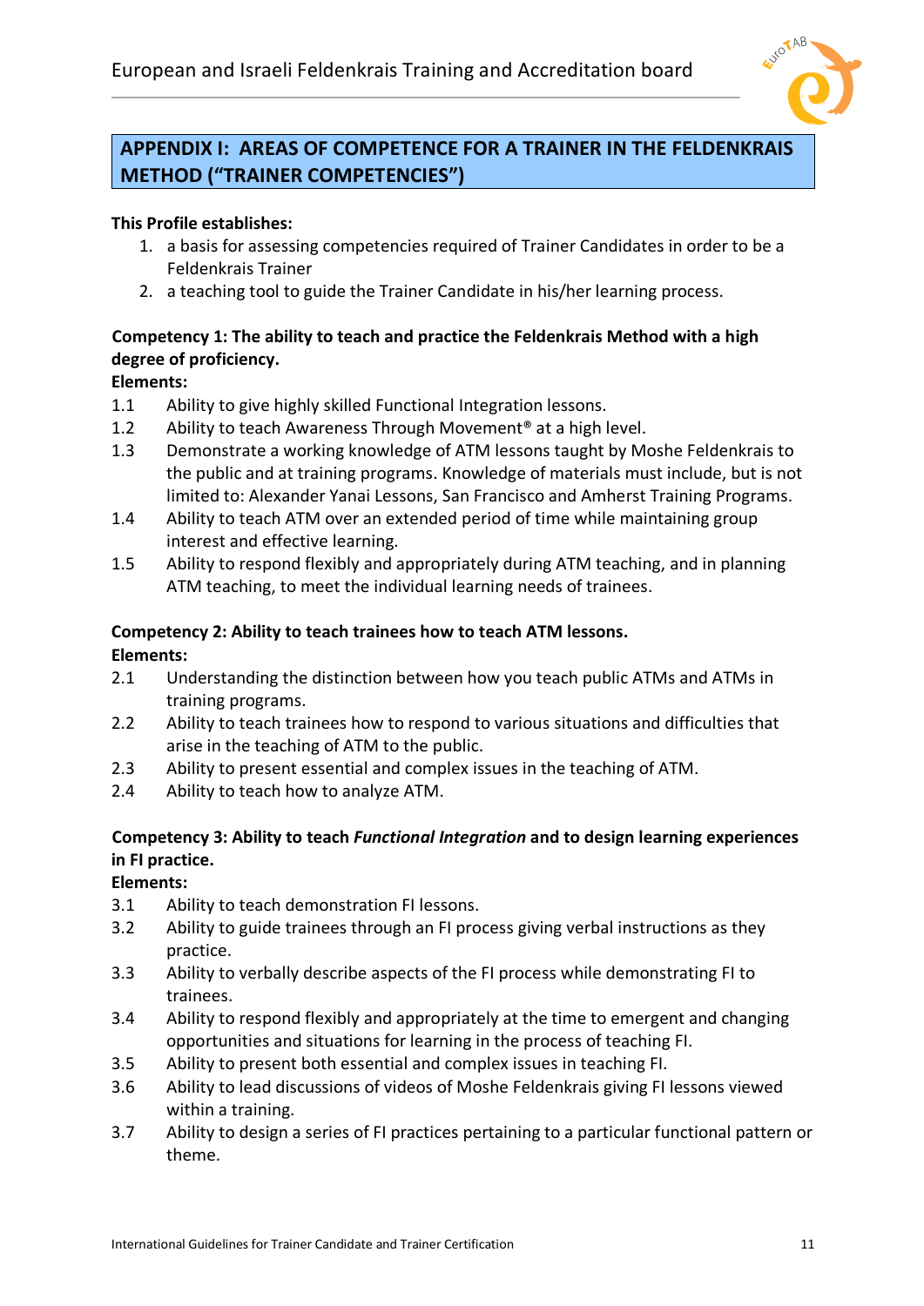## APPENDIX I: AREAS OF COMPETENCE FOR A TRAINER IN THE FELDENKRAIS METHOD ("TRAINER COMPETENCIES")

**This Profile establishes:**

1. a basis for assessing competencies required of Trainer Candidates in order to be a Feldenkrais Trainer
2. a teaching tool to guide the Trainer Candidate in his/her learning process.

**Competency 1: The ability to teach and practice the Feldenkrais Method with a high degree of proficiency.**

**Elements:**

1.1 Ability to give highly skilled Functional Integration lessons.

1.2 Ability to teach Awareness Through Movement® at a high level.

1.3 Demonstrate a working knowledge of ATM lessons taught by Moshe Feldenkrais to the public and at training programs. Knowledge of materials must include, but is not limited to: Alexander Yanai Lessons, San Francisco and Amherst Training Programs.

1.4 Ability to teach ATM over an extended period of time while maintaining group interest and effective learning.

1.5 Ability to respond flexibly and appropriately during ATM teaching, and in planning ATM teaching, to meet the individual learning needs of trainees.

**Competency 2: Ability to teach trainees how to teach ATM lessons.**

**Elements:**

2.1 Understanding the distinction between how you teach public ATMs and ATMs in training programs.

2.2 Ability to teach trainees how to respond to various situations and difficulties that arise in the teaching of ATM to the public.

2.3 Ability to present essential and complex issues in the teaching of ATM.

2.4 Ability to teach how to analyze ATM.

**Competency 3: Ability to teach *Functional Integration* and to design learning experiences in FI practice.**

**Elements:**

3.1 Ability to teach demonstration FI lessons.

3.2 Ability to guide trainees through an FI process giving verbal instructions as they practice.

3.3 Ability to verbally describe aspects of the FI process while demonstrating FI to trainees.

3.4 Ability to respond flexibly and appropriately at the time to emergent and changing opportunities and situations for learning in the process of teaching FI.

3.5 Ability to present both essential and complex issues in teaching FI.

3.6 Ability to lead discussions of videos of Moshe Feldenkrais giving FI lessons viewed within a training.

3.7 Ability to design a series of FI practices pertaining to a particular functional pattern or theme.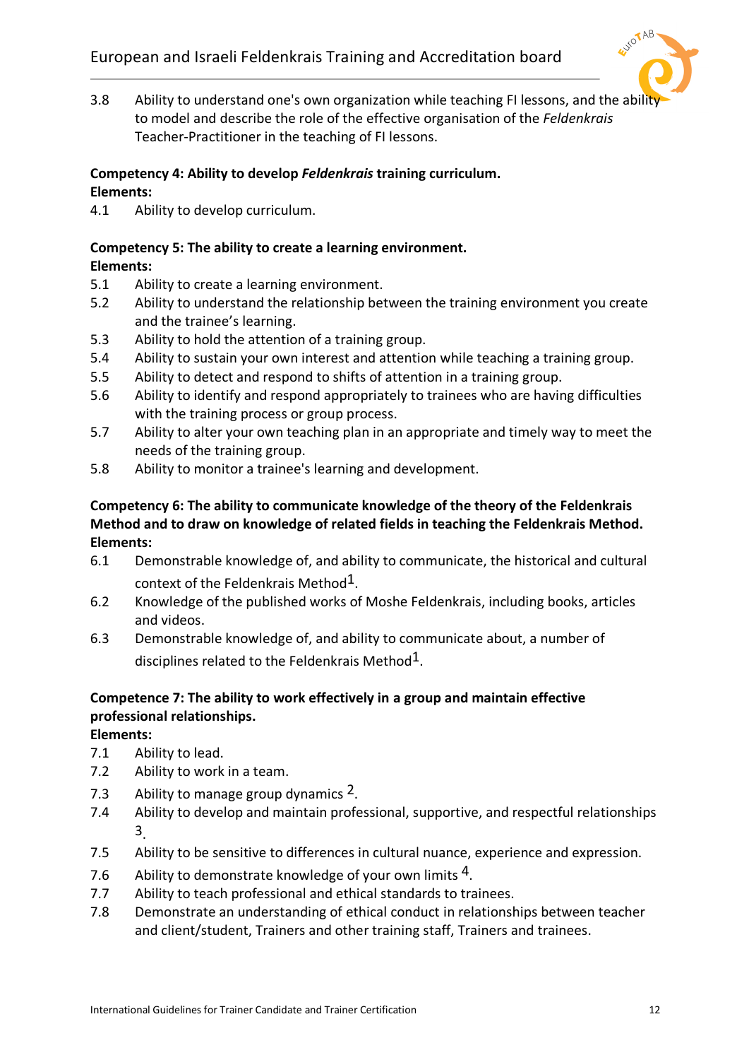3.8 Ability to understand one's own organization while teaching FI lessons, and the ability to model and describe the role of the effective organisation of the *Feldenkrais* Teacher-Practitioner in the teaching of FI lessons.

**Competency 4: Ability to develop *Feldenkrais* training curriculum.**
**Elements:**

4.1 Ability to develop curriculum.

**Competency 5: The ability to create a learning environment.**
**Elements:**

5.1 Ability to create a learning environment.
5.2 Ability to understand the relationship between the training environment you create and the trainee's learning.
5.3 Ability to hold the attention of a training group.
5.4 Ability to sustain your own interest and attention while teaching a training group.
5.5 Ability to detect and respond to shifts of attention in a training group.
5.6 Ability to identify and respond appropriately to trainees who are having difficulties with the training process or group process.
5.7 Ability to alter your own teaching plan in an appropriate and timely way to meet the needs of the training group.
5.8 Ability to monitor a trainee's learning and development.

**Competency 6: The ability to communicate knowledge of the theory of the Feldenkrais Method and to draw on knowledge of related fields in teaching the Feldenkrais Method.**
**Elements:**

6.1 Demonstrable knowledge of, and ability to communicate, the historical and cultural context of the Feldenkrais Method[1].
6.2 Knowledge of the published works of Moshe Feldenkrais, including books, articles and videos.
6.3 Demonstrable knowledge of, and ability to communicate about, a number of disciplines related to the Feldenkrais Method[1].

**Competence 7: The ability to work effectively in a group and maintain effective professional relationships.**
**Elements:**

7.1 Ability to lead.
7.2 Ability to work in a team.
7.3 Ability to manage group dynamics [2].
7.4 Ability to develop and maintain professional, supportive, and respectful relationships [3].
7.5 Ability to be sensitive to differences in cultural nuance, experience and expression.
7.6 Ability to demonstrate knowledge of your own limits [4].
7.7 Ability to teach professional and ethical standards to trainees.
7.8 Demonstrate an understanding of ethical conduct in relationships between teacher and client/student, Trainers and other training staff, Trainers and trainees.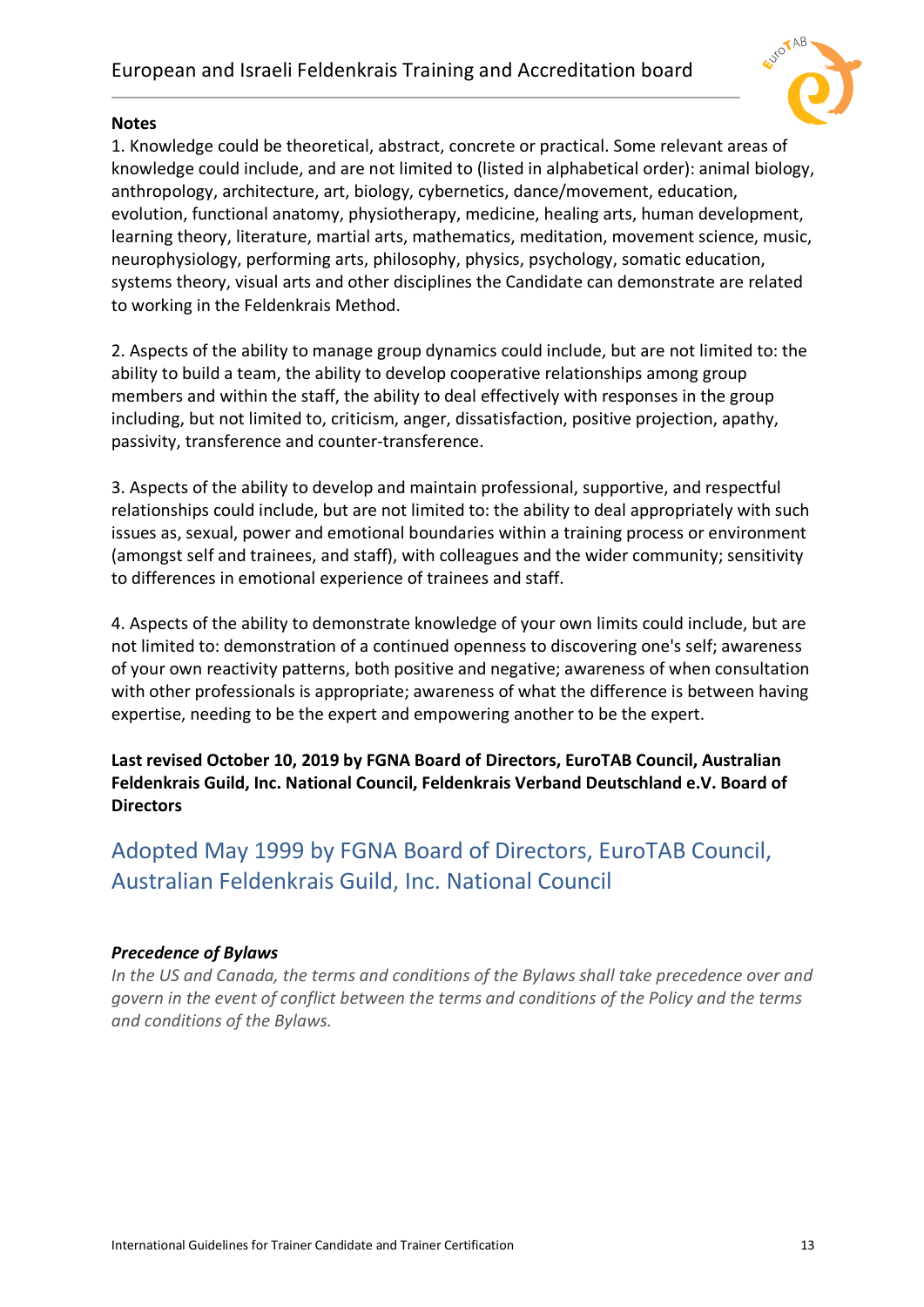**Notes**

1. Knowledge could be theoretical, abstract, concrete or practical. Some relevant areas of knowledge could include, and are not limited to (listed in alphabetical order): animal biology, anthropology, architecture, art, biology, cybernetics, dance/movement, education, evolution, functional anatomy, physiotherapy, medicine, healing arts, human development, learning theory, literature, martial arts, mathematics, meditation, movement science, music, neurophysiology, performing arts, philosophy, physics, psychology, somatic education, systems theory, visual arts and other disciplines the Candidate can demonstrate are related to working in the Feldenkrais Method.

2. Aspects of the ability to manage group dynamics could include, but are not limited to: the ability to build a team, the ability to develop cooperative relationships among group members and within the staff, the ability to deal effectively with responses in the group including, but not limited to, criticism, anger, dissatisfaction, positive projection, apathy, passivity, transference and counter-transference.

3. Aspects of the ability to develop and maintain professional, supportive, and respectful relationships could include, but are not limited to: the ability to deal appropriately with such issues as, sexual, power and emotional boundaries within a training process or environment (amongst self and trainees, and staff), with colleagues and the wider community; sensitivity to differences in emotional experience of trainees and staff.

4. Aspects of the ability to demonstrate knowledge of your own limits could include, but are not limited to: demonstration of a continued openness to discovering one's self; awareness of your own reactivity patterns, both positive and negative; awareness of when consultation with other professionals is appropriate; awareness of what the difference is between having expertise, needing to be the expert and empowering another to be the expert.

**Last revised October 10, 2019 by FGNA Board of Directors, EuroTAB Council, Australian Feldenkrais Guild, Inc. National Council, Feldenkrais Verband Deutschland e.V. Board of Directors**

## Adopted May 1999 by FGNA Board of Directors, EuroTAB Council, Australian Feldenkrais Guild, Inc. National Council

***Precedence of Bylaws***

*In the US and Canada, the terms and conditions of the Bylaws shall take precedence over and govern in the event of conflict between the terms and conditions of the Policy and the terms and conditions of the Bylaws.*